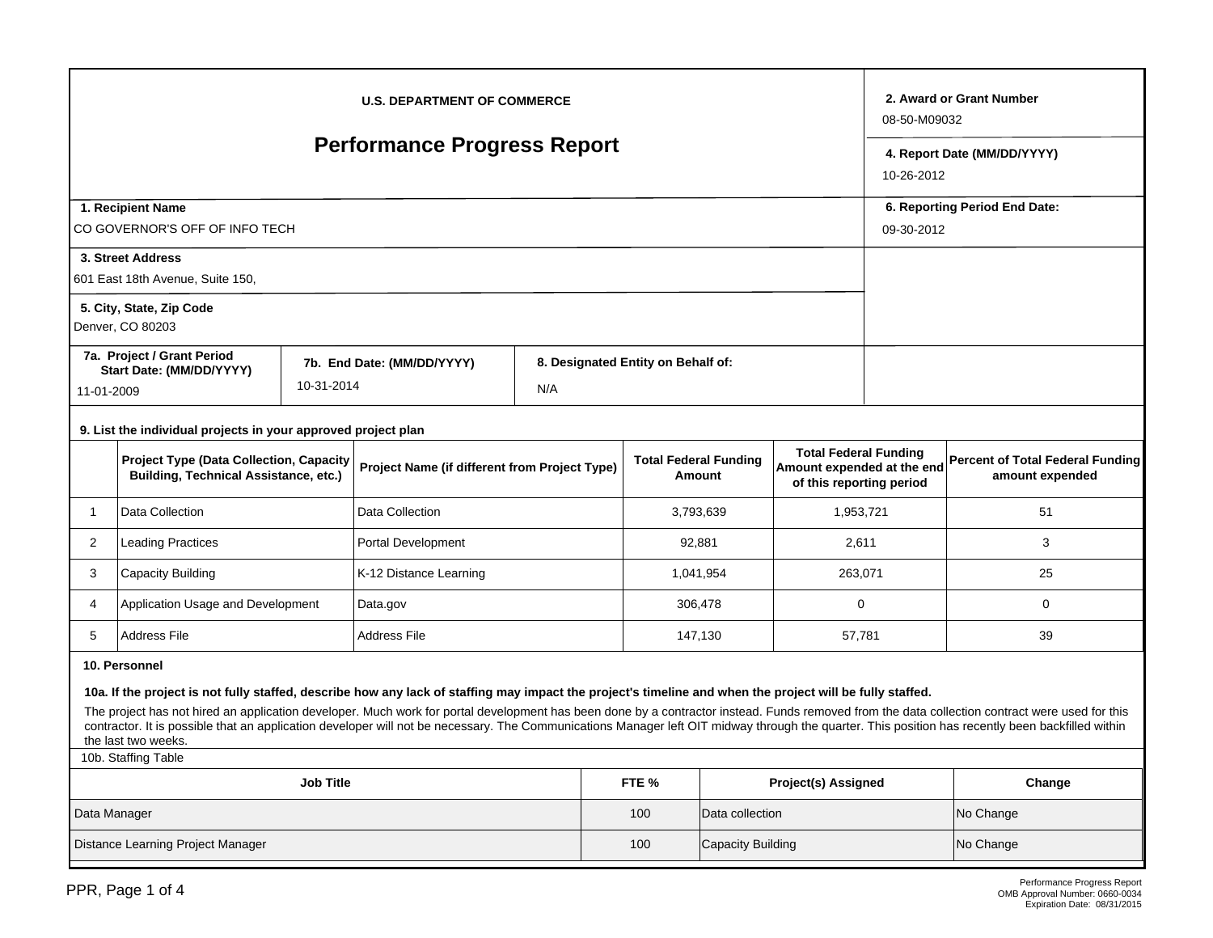**U.S. DEPARTMENT OF COMMERCE**

# Performance Progress Report

**2. Award or Grant Number**
08-50-M09032

**4. Report Date (MM/DD/YYYY)**
10-26-2012

**1. Recipient Name**
CO GOVERNOR'S OFF OF INFO TECH

**6. Reporting Period End Date:**
09-30-2012

**3. Street Address**
601 East 18th Avenue, Suite 150,

**5. City, State, Zip Code**
Denver, CO 80203

**7a. Project / Grant Period Start Date: (MM/DD/YYYY)**
11-01-2009

**7b. End Date: (MM/DD/YYYY)**
10-31-2014

**8. Designated Entity on Behalf of:**
N/A

**9. List the individual projects in your approved project plan**

| | Project Type (Data Collection, Capacity Building, Technical Assistance, etc.) | Project Name (if different from Project Type) | Total Federal Funding Amount | Total Federal Funding Amount expended at the end of this reporting period | Percent of Total Federal Funding amount expended |
|---|---|---|---|---|---|
| 1 | Data Collection | Data Collection | 3,793,639 | 1,953,721 | 51 |
| 2 | Leading Practices | Portal Development | 92,881 | 2,611 | 3 |
| 3 | Capacity Building | K-12 Distance Learning | 1,041,954 | 263,071 | 25 |
| 4 | Application Usage and Development | Data.gov | 306,478 | 0 | 0 |
| 5 | Address File | Address File | 147,130 | 57,781 | 39 |

**10. Personnel**

**10a. If the project is not fully staffed, describe how any lack of staffing may impact the project's timeline and when the project will be fully staffed.**

The project has not hired an application developer. Much work for portal development has been done by a contractor instead. Funds removed from the data collection contract were used for this contractor. It is possible that an application developer will not be necessary. The Communications Manager left OIT midway through the quarter. This position has recently been backfilled within the last two weeks.

10b. Staffing Table

| Job Title | FTE % | Project(s) Assigned | Change |
|---|---|---|---|
| Data Manager | 100 | Data collection | No Change |
| Distance Learning Project Manager | 100 | Capacity Building | No Change |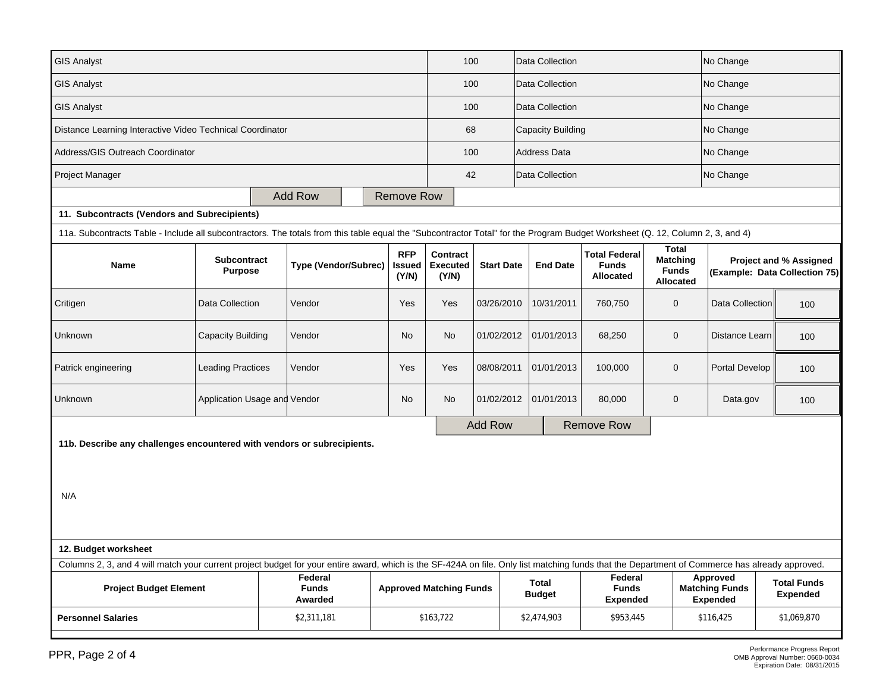| | | | |
|---|---|---|---|
| GIS Analyst | 100 | Data Collection | No Change |
| GIS Analyst | 100 | Data Collection | No Change |
| GIS Analyst | 100 | Data Collection | No Change |
| Distance Learning Interactive Video Technical Coordinator | 68 | Capacity Building | No Change |
| Address/GIS Outreach Coordinator | 100 | Address Data | No Change |
| Project Manager | 42 | Data Collection | No Change |

Add Row    Remove Row

**11. Subcontracts (Vendors and Subrecipients)**

11a. Subcontracts Table - Include all subcontractors. The totals from this table equal the "Subcontractor Total" for the Program Budget Worksheet (Q. 12, Column 2, 3, and 4)

| Name | Subcontract Purpose | Type (Vendor/Subrec) | RFP Issued (Y/N) | Contract Executed (Y/N) | Start Date | End Date | Total Federal Funds Allocated | Total Matching Funds Allocated | Project and % Assigned (Example: Data Collection 75) | |
|---|---|---|---|---|---|---|---|---|---|---|
| Critigen | Data Collection | Vendor | Yes | Yes | 03/26/2010 | 10/31/2011 | 760,750 | 0 | Data Collection | 100 |
| Unknown | Capacity Building | Vendor | No | No | 01/02/2012 | 01/01/2013 | 68,250 | 0 | Distance Learn | 100 |
| Patrick engineering | Leading Practices | Vendor | Yes | Yes | 08/08/2011 | 01/01/2013 | 100,000 | 0 | Portal Develop | 100 |
| Unknown | Application Usage and | Vendor | No | No | 01/02/2012 | 01/01/2013 | 80,000 | 0 | Data.gov | 100 |

Add Row    Remove Row

**11b. Describe any challenges encountered with vendors or subrecipients.**

N/A

**12. Budget worksheet**

Columns 2, 3, and 4 will match your current project budget for your entire award, which is the SF-424A on file. Only list matching funds that the Department of Commerce has already approved.

| Project Budget Element | Federal Funds Awarded | Approved Matching Funds | Total Budget | Federal Funds Expended | Approved Matching Funds Expended | Total Funds Expended |
|---|---|---|---|---|---|---|
| **Personnel Salaries** | $2,311,181 | $163,722 | $2,474,903 | $953,445 | $116,425 | $1,069,870 |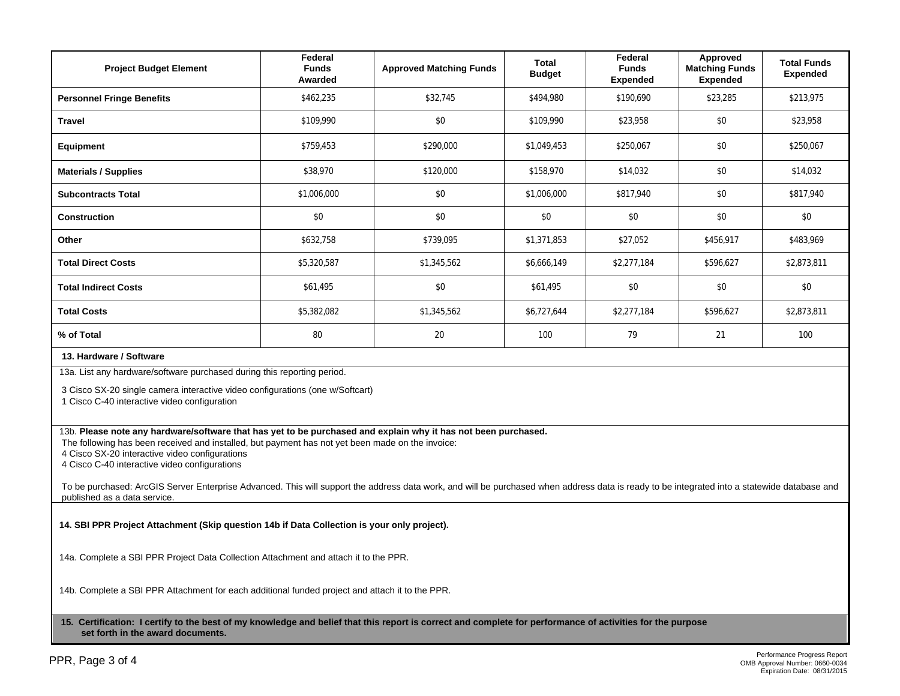| Project Budget Element | Federal Funds Awarded | Approved Matching Funds | Total Budget | Federal Funds Expended | Approved Matching Funds Expended | Total Funds Expended |
|---|---|---|---|---|---|---|
| **Personnel Fringe Benefits** | $462,235 | $32,745 | $494,980 | $190,690 | $23,285 | $213,975 |
| **Travel** | $109,990 | $0 | $109,990 | $23,958 | $0 | $23,958 |
| **Equipment** | $759,453 | $290,000 | $1,049,453 | $250,067 | $0 | $250,067 |
| **Materials / Supplies** | $38,970 | $120,000 | $158,970 | $14,032 | $0 | $14,032 |
| **Subcontracts Total** | $1,006,000 | $0 | $1,006,000 | $817,940 | $0 | $817,940 |
| **Construction** | $0 | $0 | $0 | $0 | $0 | $0 |
| **Other** | $632,758 | $739,095 | $1,371,853 | $27,052 | $456,917 | $483,969 |
| **Total Direct Costs** | $5,320,587 | $1,345,562 | $6,666,149 | $2,277,184 | $596,627 | $2,873,811 |
| **Total Indirect Costs** | $61,495 | $0 | $61,495 | $0 | $0 | $0 |
| **Total Costs** | $5,382,082 | $1,345,562 | $6,727,644 | $2,277,184 | $596,627 | $2,873,811 |
| **% of Total** | 80 | 20 | 100 | 79 | 21 | 100 |

**13. Hardware / Software**

13a. List any hardware/software purchased during this reporting period.

3 Cisco SX-20 single camera interactive video configurations (one w/Softcart)
1 Cisco C-40 interactive video configuration

13b. **Please note any hardware/software that has yet to be purchased and explain why it has not been purchased.**

The following has been received and installed, but payment has not yet been made on the invoice:
4 Cisco SX-20 interactive video configurations
4 Cisco C-40 interactive video configurations

To be purchased: ArcGIS Server Enterprise Advanced. This will support the address data work, and will be purchased when address data is ready to be integrated into a statewide database and published as a data service.

**14. SBI PPR Project Attachment (Skip question 14b if Data Collection is your only project).**

14a. Complete a SBI PPR Project Data Collection Attachment and attach it to the PPR.

14b. Complete a SBI PPR Attachment for each additional funded project and attach it to the PPR.

**15. Certification: I certify to the best of my knowledge and belief that this report is correct and complete for performance of activities for the purpose set forth in the award documents.**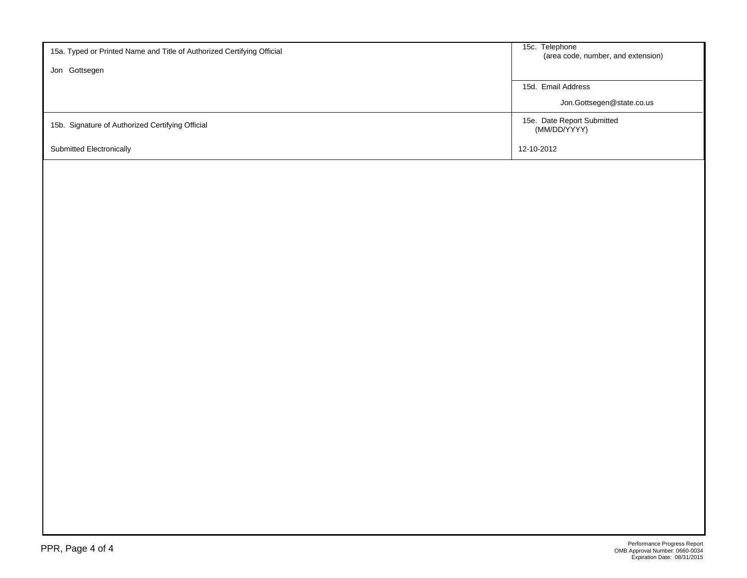| | |
|---|---|
| 15a. Typed or Printed Name and Title of Authorized Certifying Official<br><br>Jon Gottsegen | 15c. Telephone<br>(area code, number, and extension) |
| | 15d. Email Address<br><br>Jon.Gottsegen@state.co.us |
| 15b. Signature of Authorized Certifying Official<br><br>Submitted Electronically | 15e. Date Report Submitted<br>(MM/DD/YYYY)<br><br>12-10-2012 |

Performance Progress Report
OMB Approval Number: 0660-0034
Expiration Date: 08/31/2015